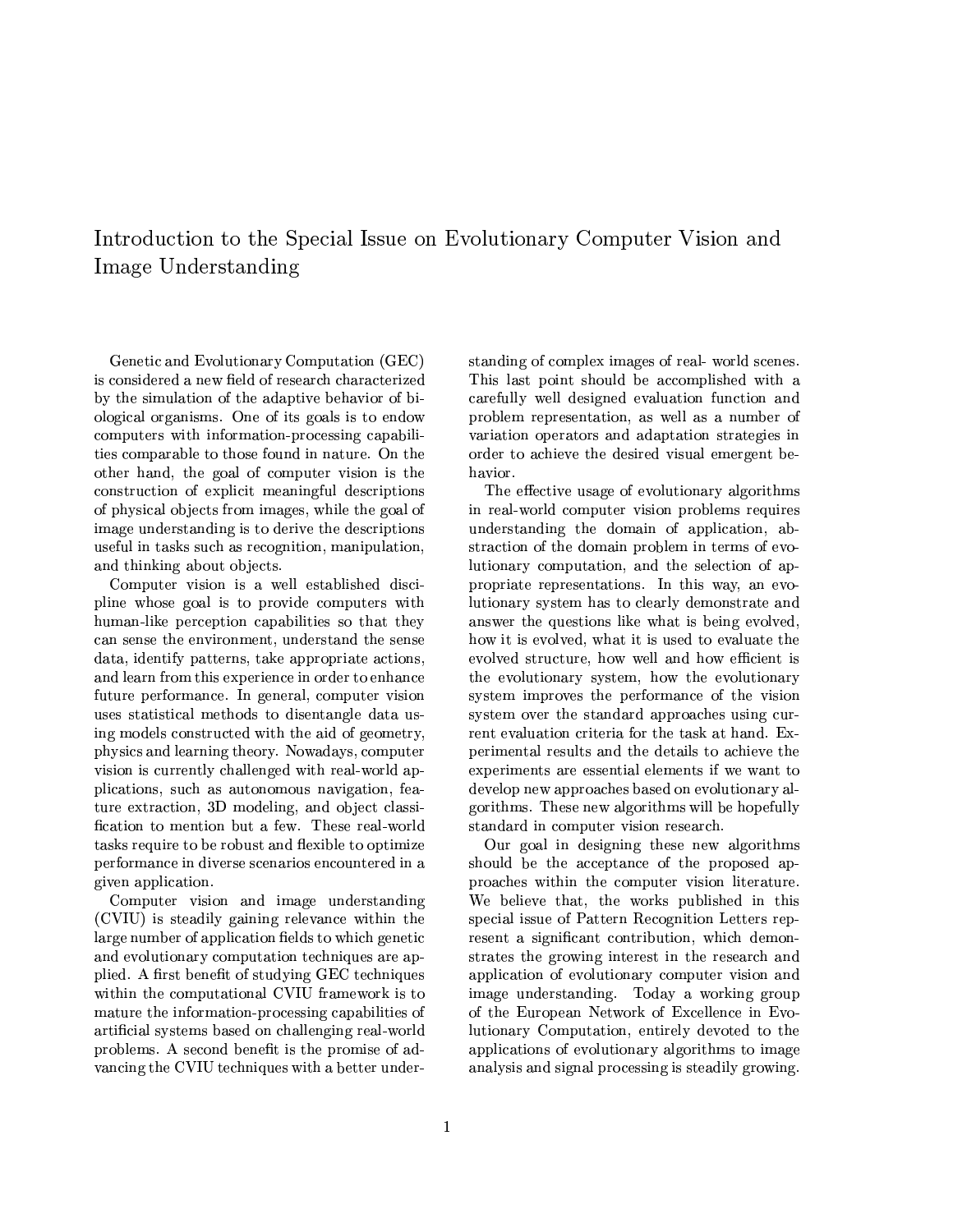# Introduction to the Special Issue on Evolutionary Computer Vision and Image Understanding

Genetic and Evolutionary Computation (GEC) is considered a new field of research characterized by the simulation of the adaptive behavior of biological organisms. One of its goals is to endow computers with information-processing capabilities comparable to those found in nature. On the other hand, the goal of computer vision is the construction of explicit meaningful descriptions of physical objects from images, while the goal of image understanding is to derive the descriptions useful in tasks such as recognition, manipulation, and thinking about objects.

Computer vision is a well established discipline whose goal is to provide computers with human-like perception capabilities so that they can sense the environment, understand the sense data, identify patterns, take appropriate actions, and learn from this experience in order to enhance future performance. In general, computer vision uses statistical methods to disentangle data using models constructed with the aid of geometry, physics and learning theory. Nowadays, computer vision is currently challenged with real-world applications, such as autonomous navigation, feature extraction, 3D modeling, and object classification to mention but a few. These real-world tasks require to be robust and flexible to optimize performance in diverse scenarios encountered in a given application.

Computer vision and image understanding (CVIU) is steadily gaining relevance within the large number of application fields to which genetic and evolutionary computation techniques are applied. A first benefit of studying GEC techniques within the computational CVIU framework is to mature the information-processing capabilities of artificial systems based on challenging real-world problems. A second benefit is the promise of advancing the CVIU techniques with a better understanding of complex images of real- world scenes. This last point should be accomplished with a carefully well designed evaluation function and problem representation, as well as a number of variation operators and adaptation strategies in order to achieve the desired visual emergent behavior.

The effective usage of evolutionary algorithms in real-world computer vision problems requires understanding the domain of application, abstraction of the domain problem in terms of evolutionary computation, and the selection of appropriate representations. In this way, an evolutionary system has to clearly demonstrate and answer the questions like what is being evolved, how it is evolved, what it is used to evaluate the evolved structure, how well and how efficient is the evolutionary system, how the evolutionary system improves the performance of the vision system over the standard approaches using current evaluation criteria for the task at hand. Experimental results and the details to achieve the experiments are essential elements if we want to develop new approaches based on evolutionary algorithms. These new algorithms will be hopefully standard in computer vision research.

Our goal in designing these new algorithms should be the acceptance of the proposed approaches within the computer vision literature. We believe that, the works published in this special issue of Pattern Recognition Letters represent a significant contribution, which demonstrates the growing interest in the research and application of evolutionary computer vision and image understanding. Today a working group of the European Network of Excellence in Evolutionary Computation, entirely devoted to the applications of evolutionary algorithms to image analysis and signal processing is steadily growing.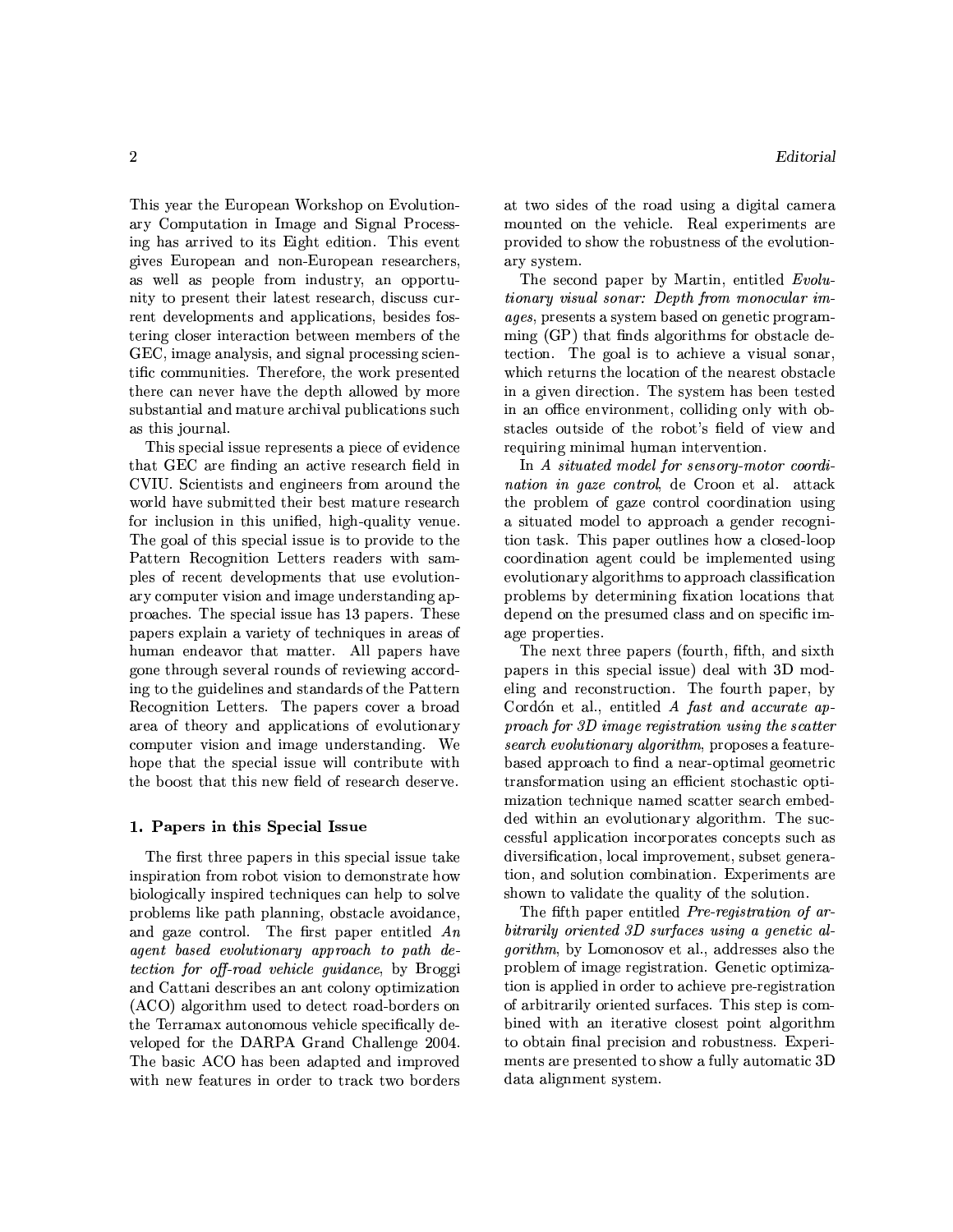This year the European Workshop on Evolutionary Computation in Image and Signal Processing has arrived to its Eight edition. This event gives European and non-European researchers, as well as people from industry, an opportunity to present their latest research, discuss current developments and applications, besides fostering closer interaction between members of the GEC, image analysis, and signal processing scientific communities. Therefore, the work presented there can never have the depth allowed by more substantial and mature archival publications such as this journal.

This special issue represents a piece of evidence that GEC are finding an active research field in CVIU. Scientists and engineers from around the world have submitted their best mature research for inclusion in this unified, high-quality venue. The goal of this special issue is to provide to the Pattern Recognition Letters readers with samples of recent developments that use evolutionary computer vision and image understanding approaches. The special issue has 13 papers. These papers explain a variety of techniques in areas of human endeavor that matter. All papers have gone through several rounds of reviewing according to the guidelines and standards of the Pattern Recognition Letters. The papers cover a broad area of theory and applications of evolutionary computer vision and image understanding. We hope that the special issue will contribute with the boost that this new field of research deserve.

## 1. Papers in this Special Issue

The first three papers in this special issue take inspiration from robot vision to demonstrate how biologically inspired techniques can help to solve problems like path planning, obstacle avoidance, and gaze control. The first paper entitled *An agent based evolutionary approach to path detection for off-road vehicle guidance*, by Broggi and Cattani describes an ant colony optimization (ACO) algorithm used to detect road-borders on the Terramax autonomous vehicle specifically developed for the DARPA Grand Challenge 2004. The basic ACO has been adapted and improved with new features in order to track two borders at two sides of the road using a digital camera mounted on the vehicle. Real experiments are provided to show the robustness of the evolutionary system.

The second paper by Martin, entitled *Evolutionary visual sonar: Depth from monocular images*, presents a system based on genetic programming (GP) that finds algorithms for obstacle detection. The goal is to achieve a visual sonar, which returns the location of the nearest obstacle in a given direction. The system has been tested in an office environment, colliding only with obstacles outside of the robot's field of view and requiring minimal human intervention.

In *A situated model for sensory-motor coordination in gaze control*, de Croon et al. attack the problem of gaze control coordination using a situated model to approach a gender recognition task. This paper outlines how a closed-loop coordination agent could be implemented using evolutionary algorithms to approach classification problems by determining fixation locations that depend on the presumed class and on specific image properties.

The next three papers (fourth, fifth, and sixth papers in this special issue) deal with 3D modeling and reconstruction. The fourth paper, by Cordón et al., entitled *A fast and accurate approach for 3D image registration using the scatter search evolutionary algorithm*, proposes a feature-based approach to find a near-optimal geometric transformation using an efficient stochastic optimization technique named scatter search embedded within an evolutionary algorithm. The successful application incorporates concepts such as diversification, local improvement, subset generation, and solution combination. Experiments are shown to validate the quality of the solution.

The fifth paper entitled *Pre-registration of arbitrarily oriented 3D surfaces using a genetic algorithm*, by Lomonosov et al., addresses also the problem of image registration. Genetic optimization is applied in order to achieve pre-registration of arbitrarily oriented surfaces. This step is combined with an iterative closest point algorithm to obtain final precision and robustness. Experiments are presented to show a fully automatic 3D data alignment system.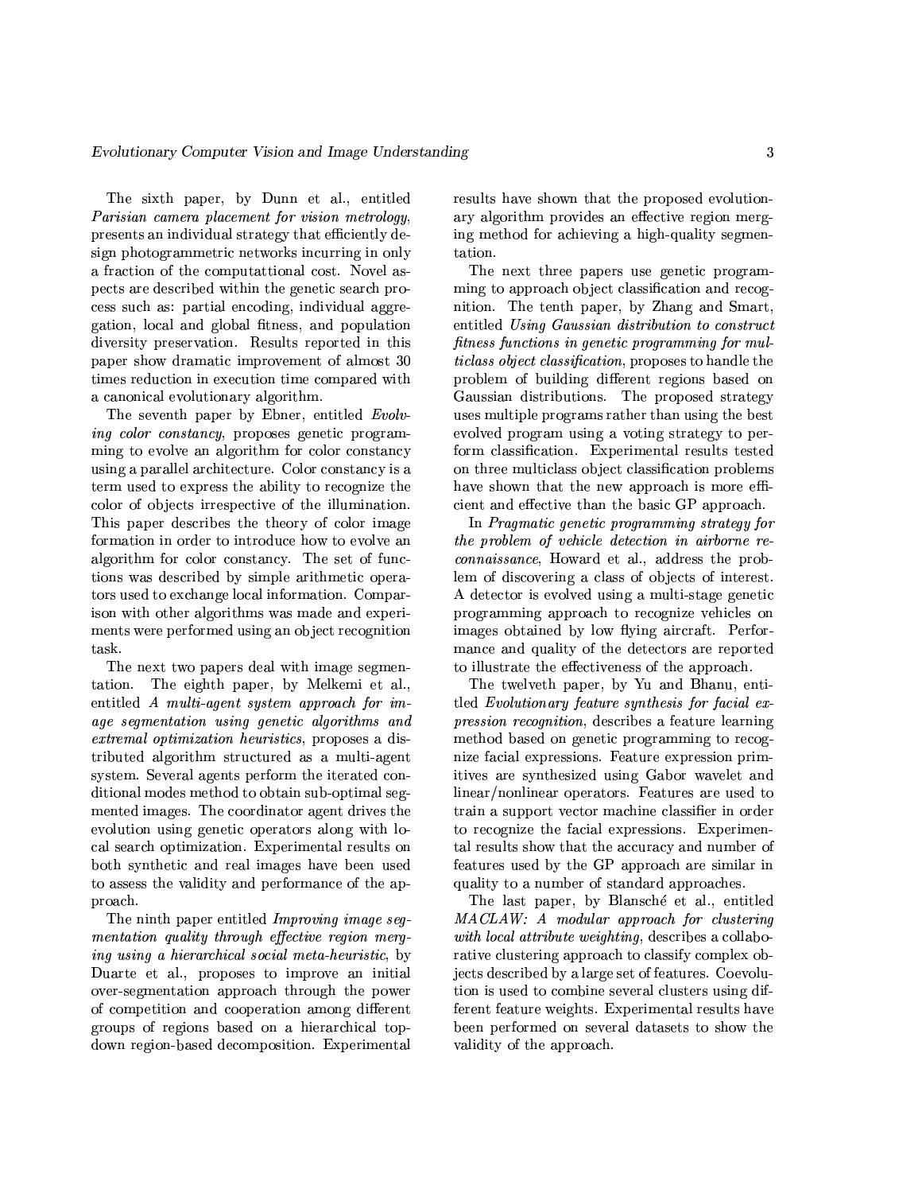The sixth paper, by Dunn et al., entitled *Parisian camera placement for vision metrology*, presents an individual strategy that efficiently design photogrammetric networks incurring in only a fraction of the computattional cost. Novel aspects are described within the genetic search process such as: partial encoding, individual aggregation, local and global fitness, and population diversity preservation. Results reported in this paper show dramatic improvement of almost 30 times reduction in execution time compared with a canonical evolutionary algorithm.

The seventh paper by Ebner, entitled *Evolving color constancy*, proposes genetic programming to evolve an algorithm for color constancy using a parallel architecture. Color constancy is a term used to express the ability to recognize the color of objects irrespective of the illumination. This paper describes the theory of color image formation in order to introduce how to evolve an algorithm for color constancy. The set of functions was described by simple arithmetic operators used to exchange local information. Comparison with other algorithms was made and experiments were performed using an object recognition task.

The next two papers deal with image segmentation. The eighth paper, by Melkemi et al., entitled *A multi-agent system approach for image segmentation using genetic algorithms and extremal optimization heuristics*, proposes a distributed algorithm structured as a multi-agent system. Several agents perform the iterated conditional modes method to obtain sub-optimal segmented images. The coordinator agent drives the evolution using genetic operators along with local search optimization. Experimental results on both synthetic and real images have been used to assess the validity and performance of the approach.

The ninth paper entitled *Improving image segmentation quality through effective region merging using a hierarchical social meta-heuristic*, by Duarte et al., proposes to improve an initial over-segmentation approach through the power of competition and cooperation among different groups of regions based on a hierarchical top-down region-based decomposition. Experimental results have shown that the proposed evolutionary algorithm provides an effective region merging method for achieving a high-quality segmentation.

The next three papers use genetic programming to approach object classification and recognition. The tenth paper, by Zhang and Smart, entitled *Using Gaussian distribution to construct fitness functions in genetic programming for multiclass object classification*, proposes to handle the problem of building different regions based on Gaussian distributions. The proposed strategy uses multiple programs rather than using the best evolved program using a voting strategy to perform classification. Experimental results tested on three multiclass object classification problems have shown that the new approach is more efficient and effective than the basic GP approach.

In *Pragmatic genetic programming strategy for the problem of vehicle detection in airborne reconnaissance*, Howard et al., address the problem of discovering a class of objects of interest. A detector is evolved using a multi-stage genetic programming approach to recognize vehicles on images obtained by low flying aircraft. Performance and quality of the detectors are reported to illustrate the effectiveness of the approach.

The twelveth paper, by Yu and Bhanu, entitled *Evolutionary feature synthesis for facial expression recognition*, describes a feature learning method based on genetic programming to recognize facial expressions. Feature expression primitives are synthesized using Gabor wavelet and linear/nonlinear operators. Features are used to train a support vector machine classifier in order to recognize the facial expressions. Experimental results show that the accuracy and number of features used by the GP approach are similar in quality to a number of standard approaches.

The last paper, by Blansché et al., entitled *MACLAW: A modular approach for clustering with local attribute weighting*, describes a collaborative clustering approach to classify complex objects described by a large set of features. Coevolution is used to combine several clusters using different feature weights. Experimental results have been performed on several datasets to show the validity of the approach.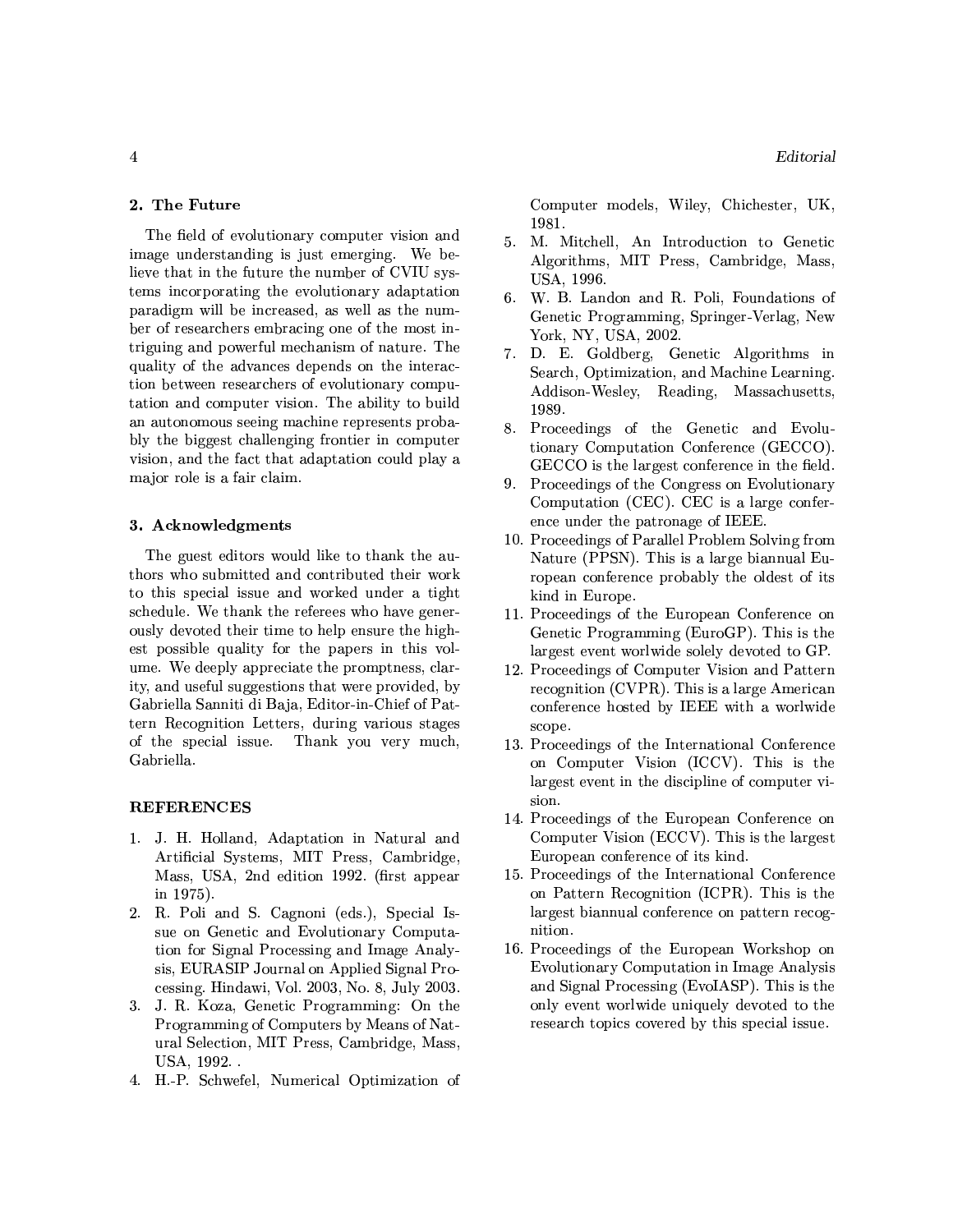## 2. The Future

The field of evolutionary computer vision and image understanding is just emerging. We believe that in the future the number of CVIU systems incorporating the evolutionary adaptation paradigm will be increased, as well as the number of researchers embracing one of the most intriguing and powerful mechanism of nature. The quality of the advances depends on the interaction between researchers of evolutionary computation and computer vision. The ability to build an autonomous seeing machine represents probably the biggest challenging frontier in computer vision, and the fact that adaptation could play a major role is a fair claim.

## 3. Acknowledgments

The guest editors would like to thank the authors who submitted and contributed their work to this special issue and worked under a tight schedule. We thank the referees who have generously devoted their time to help ensure the highest possible quality for the papers in this volume. We deeply appreciate the promptness, clarity, and useful suggestions that were provided, by Gabriella Sanniti di Baja, Editor-in-Chief of Pattern Recognition Letters, during various stages of the special issue. Thank you very much, Gabriella.

## REFERENCES

1. J. H. Holland, Adaptation in Natural and Artificial Systems, MIT Press, Cambridge, Mass, USA, 2nd edition 1992. (first appear in 1975).
2. R. Poli and S. Cagnoni (eds.), Special Issue on Genetic and Evolutionary Computation for Signal Processing and Image Analysis, EURASIP Journal on Applied Signal Processing. Hindawi, Vol. 2003, No. 8, July 2003.
3. J. R. Koza, Genetic Programming: On the Programming of Computers by Means of Natural Selection, MIT Press, Cambridge, Mass, USA, 1992. .
4. H.-P. Schwefel, Numerical Optimization of Computer models, Wiley, Chichester, UK, 1981.
5. M. Mitchell, An Introduction to Genetic Algorithms, MIT Press, Cambridge, Mass, USA, 1996.
6. W. B. Landon and R. Poli, Foundations of Genetic Programming, Springer-Verlag, New York, NY, USA, 2002.
7. D. E. Goldberg, Genetic Algorithms in Search, Optimization, and Machine Learning. Addison-Wesley, Reading, Massachusetts, 1989.
8. Proceedings of the Genetic and Evolutionary Computation Conference (GECCO). GECCO is the largest conference in the field.
9. Proceedings of the Congress on Evolutionary Computation (CEC). CEC is a large conference under the patronage of IEEE.
10. Proceedings of Parallel Problem Solving from Nature (PPSN). This is a large biannual European conference probably the oldest of its kind in Europe.
11. Proceedings of the European Conference on Genetic Programming (EuroGP). This is the largest event worlwide solely devoted to GP.
12. Proceedings of Computer Vision and Pattern recognition (CVPR). This is a large American conference hosted by IEEE with a worlwide scope.
13. Proceedings of the International Conference on Computer Vision (ICCV). This is the largest event in the discipline of computer vision.
14. Proceedings of the European Conference on Computer Vision (ECCV). This is the largest European conference of its kind.
15. Proceedings of the International Conference on Pattern Recognition (ICPR). This is the largest biannual conference on pattern recognition.
16. Proceedings of the European Workshop on Evolutionary Computation in Image Analysis and Signal Processing (EvoIASP). This is the only event worlwide uniquely devoted to the research topics covered by this special issue.